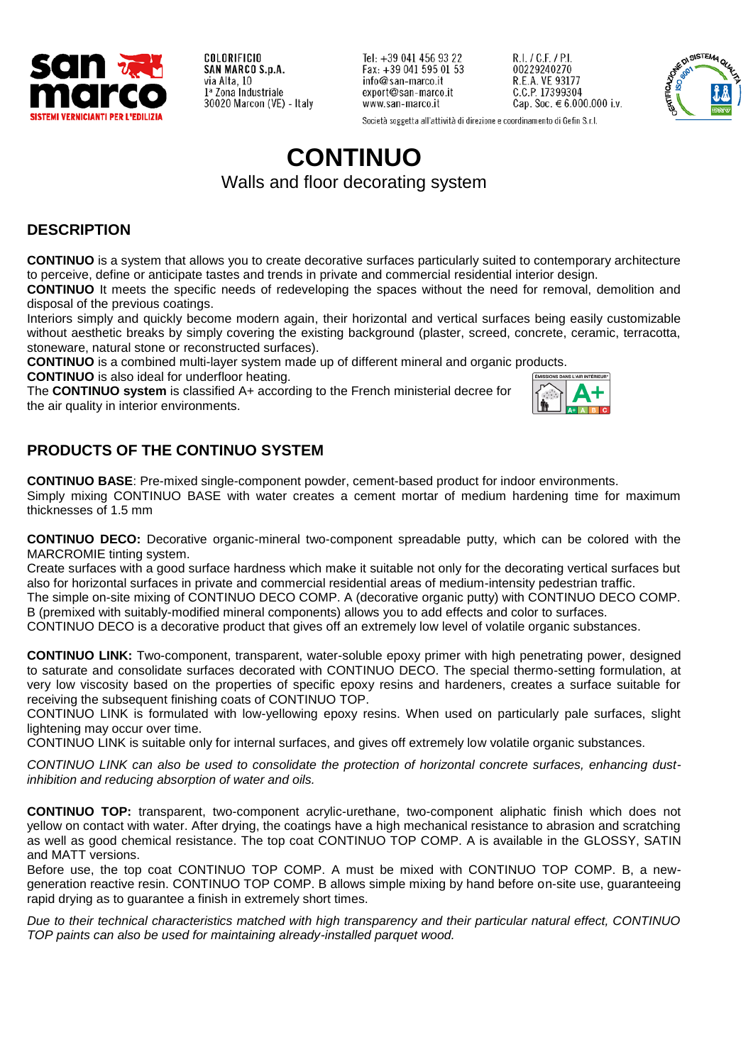**COLORIFICIO SAN MARCO S.p.A.**
via Alta, 10
1ª Zona Industriale
30020 Marcon (VE) - Italy

Tel: +39 041 456 93 22
Fax: +39 041 595 01 53
info@san-marco.it
export@san-marco.it
www.san-marco.it

R.I. / C.F. / P.I. 00229240270
R.E.A. VE 93177
C.C.P. 17399304
Cap. Soc. € 6.000.000 i.v.

Società soggetta all'attività di direzione e coordinamento di Gefin S.r.l.

# CONTINUO

Walls and floor decorating system

## DESCRIPTION

**CONTINUO** is a system that allows you to create decorative surfaces particularly suited to contemporary architecture to perceive, define or anticipate tastes and trends in private and commercial residential interior design.
**CONTINUO** It meets the specific needs of redeveloping the spaces without the need for removal, demolition and disposal of the previous coatings.
Interiors simply and quickly become modern again, their horizontal and vertical surfaces being easily customizable without aesthetic breaks by simply covering the existing background (plaster, screed, concrete, ceramic, terracotta, stoneware, natural stone or reconstructed surfaces).
**CONTINUO** is a combined multi-layer system made up of different mineral and organic products.
**CONTINUO** is also ideal for underfloor heating.
The **CONTINUO system** is classified A+ according to the French ministerial decree for the air quality in interior environments.

## PRODUCTS OF THE CONTINUO SYSTEM

**CONTINUO BASE**: Pre-mixed single-component powder, cement-based product for indoor environments.
Simply mixing CONTINUO BASE with water creates a cement mortar of medium hardening time for maximum thicknesses of 1.5 mm

**CONTINUO DECO:** Decorative organic-mineral two-component spreadable putty, which can be colored with the MARCROMIE tinting system.
Create surfaces with a good surface hardness which make it suitable not only for the decorating vertical surfaces but also for horizontal surfaces in private and commercial residential areas of medium-intensity pedestrian traffic.
The simple on-site mixing of CONTINUO DECO COMP. A (decorative organic putty) with CONTINUO DECO COMP. B (premixed with suitably-modified mineral components) allows you to add effects and color to surfaces.
CONTINUO DECO is a decorative product that gives off an extremely low level of volatile organic substances.

**CONTINUO LINK:** Two-component, transparent, water-soluble epoxy primer with high penetrating power, designed to saturate and consolidate surfaces decorated with CONTINUO DECO. The special thermo-setting formulation, at very low viscosity based on the properties of specific epoxy resins and hardeners, creates a surface suitable for receiving the subsequent finishing coats of CONTINUO TOP.
CONTINUO LINK is formulated with low-yellowing epoxy resins. When used on particularly pale surfaces, slight lightening may occur over time.
CONTINUO LINK is suitable only for internal surfaces, and gives off extremely low volatile organic substances.

*CONTINUO LINK can also be used to consolidate the protection of horizontal concrete surfaces, enhancing dust-inhibition and reducing absorption of water and oils.*

**CONTINUO TOP:** transparent, two-component acrylic-urethane, two-component aliphatic finish which does not yellow on contact with water. After drying, the coatings have a high mechanical resistance to abrasion and scratching as well as good chemical resistance. The top coat CONTINUO TOP COMP. A is available in the GLOSSY, SATIN and MATT versions.
Before use, the top coat CONTINUO TOP COMP. A must be mixed with CONTINUO TOP COMP. B, a new-generation reactive resin. CONTINUO TOP COMP. B allows simple mixing by hand before on-site use, guaranteeing rapid drying as to guarantee a finish in extremely short times.

*Due to their technical characteristics matched with high transparency and their particular natural effect, CONTINUO TOP paints can also be used for maintaining already-installed parquet wood.*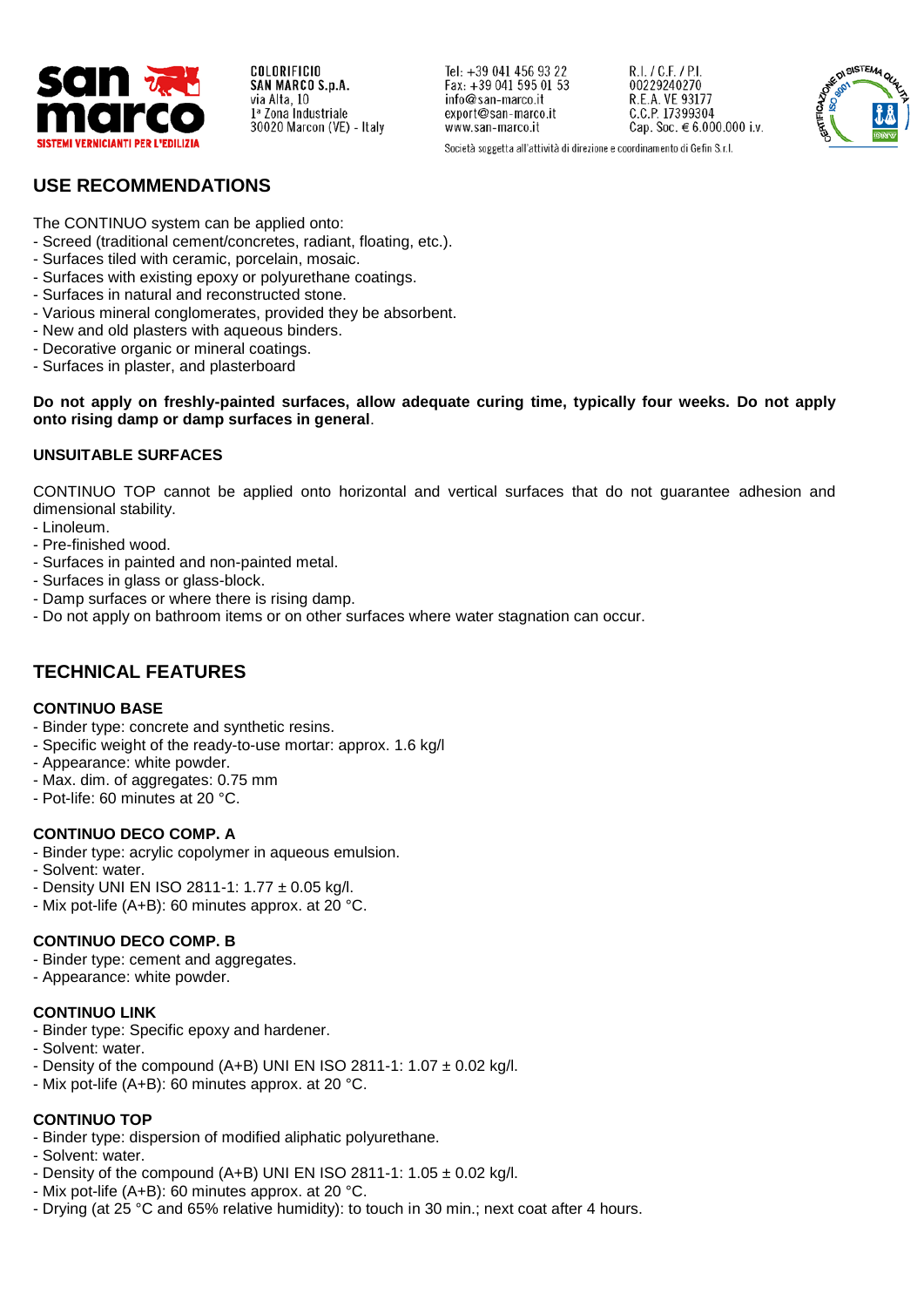## USE RECOMMENDATIONS

The CONTINUO system can be applied onto:
- Screed (traditional cement/concretes, radiant, floating, etc.).
- Surfaces tiled with ceramic, porcelain, mosaic.
- Surfaces with existing epoxy or polyurethane coatings.
- Surfaces in natural and reconstructed stone.
- Various mineral conglomerates, provided they be absorbent.
- New and old plasters with aqueous binders.
- Decorative organic or mineral coatings.
- Surfaces in plaster, and plasterboard

**Do not apply on freshly-painted surfaces, allow adequate curing time, typically four weeks. Do not apply onto rising damp or damp surfaces in general**.

### UNSUITABLE SURFACES

CONTINUO TOP cannot be applied onto horizontal and vertical surfaces that do not guarantee adhesion and dimensional stability.
- Linoleum.
- Pre-finished wood.
- Surfaces in painted and non-painted metal.
- Surfaces in glass or glass-block.
- Damp surfaces or where there is rising damp.
- Do not apply on bathroom items or on other surfaces where water stagnation can occur.

## TECHNICAL FEATURES

### CONTINUO BASE
- Binder type: concrete and synthetic resins.
- Specific weight of the ready-to-use mortar: approx. 1.6 kg/l
- Appearance: white powder.
- Max. dim. of aggregates: 0.75 mm
- Pot-life: 60 minutes at 20 °C.

### CONTINUO DECO COMP. A
- Binder type: acrylic copolymer in aqueous emulsion.
- Solvent: water.
- Density UNI EN ISO 2811-1: 1.77 ± 0.05 kg/l.
- Mix pot-life (A+B): 60 minutes approx. at 20 °C.

### CONTINUO DECO COMP. B
- Binder type: cement and aggregates.
- Appearance: white powder.

### CONTINUO LINK
- Binder type: Specific epoxy and hardener.
- Solvent: water.
- Density of the compound (A+B) UNI EN ISO 2811-1: 1.07 ± 0.02 kg/l.
- Mix pot-life (A+B): 60 minutes approx. at 20 °C.

### CONTINUO TOP
- Binder type: dispersion of modified aliphatic polyurethane.
- Solvent: water.
- Density of the compound (A+B) UNI EN ISO 2811-1: 1.05 ± 0.02 kg/l.
- Mix pot-life (A+B): 60 minutes approx. at 20 °C.
- Drying (at 25 °C and 65% relative humidity): to touch in 30 min.; next coat after 4 hours.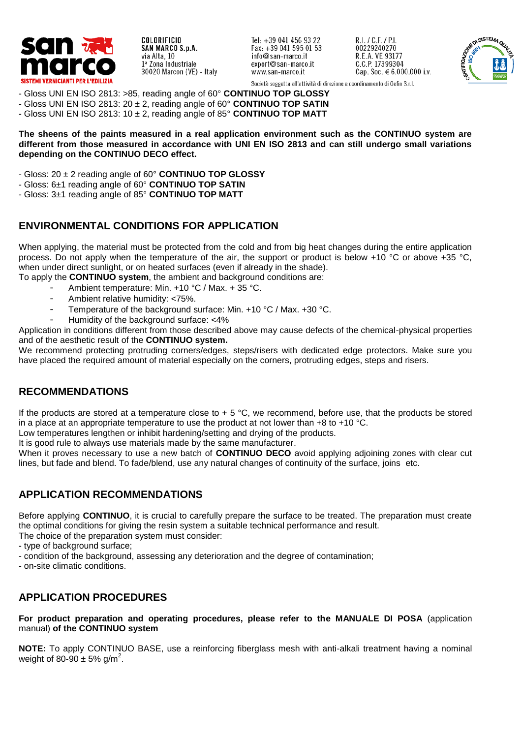- Gloss UNI EN ISO 2813: >85, reading angle of 60° **CONTINUO TOP GLOSSY**
- Gloss UNI EN ISO 2813: 20 ± 2, reading angle of 60° **CONTINUO TOP SATIN**
- Gloss UNI EN ISO 2813: 10 ± 2, reading angle of 85° **CONTINUO TOP MATT**

**The sheens of the paints measured in a real application environment such as the CONTINUO system are different from those measured in accordance with UNI EN ISO 2813 and can still undergo small variations depending on the CONTINUO DECO effect.**

- Gloss: 20 ± 2 reading angle of 60° **CONTINUO TOP GLOSSY**
- Gloss: 6±1 reading angle of 60° **CONTINUO TOP SATIN**
- Gloss: 3±1 reading angle of 85° **CONTINUO TOP MATT**

## ENVIRONMENTAL CONDITIONS FOR APPLICATION

When applying, the material must be protected from the cold and from big heat changes during the entire application process. Do not apply when the temperature of the air, the support or product is below +10 °C or above +35 °C, when under direct sunlight, or on heated surfaces (even if already in the shade).

To apply the **CONTINUO system**, the ambient and background conditions are:

- Ambient temperature: Min. +10 °C / Max. + 35 °C.
- Ambient relative humidity: <75%.
- Temperature of the background surface: Min. +10 °C / Max. +30 °C.
- Humidity of the background surface: <4%

Application in conditions different from those described above may cause defects of the chemical-physical properties and of the aesthetic result of the **CONTINUO system.**

We recommend protecting protruding corners/edges, steps/risers with dedicated edge protectors. Make sure you have placed the required amount of material especially on the corners, protruding edges, steps and risers.

## RECOMMENDATIONS

If the products are stored at a temperature close to + 5 °C, we recommend, before use, that the products be stored in a place at an appropriate temperature to use the product at not lower than +8 to +10 °C.

Low temperatures lengthen or inhibit hardening/setting and drying of the products.

It is good rule to always use materials made by the same manufacturer.

When it proves necessary to use a new batch of **CONTINUO DECO** avoid applying adjoining zones with clear cut lines, but fade and blend. To fade/blend, use any natural changes of continuity of the surface, joins etc.

## APPLICATION RECOMMENDATIONS

Before applying **CONTINUO**, it is crucial to carefully prepare the surface to be treated. The preparation must create the optimal conditions for giving the resin system a suitable technical performance and result.

The choice of the preparation system must consider:

- type of background surface;
- condition of the background, assessing any deterioration and the degree of contamination;
- on-site climatic conditions.

## APPLICATION PROCEDURES

**For product preparation and operating procedures, please refer to the MANUALE DI POSA** (application manual) **of the CONTINUO system**

**NOTE:** To apply CONTINUO BASE, use a reinforcing fiberglass mesh with anti-alkali treatment having a nominal weight of 80-90 ± 5% g/m$^2$.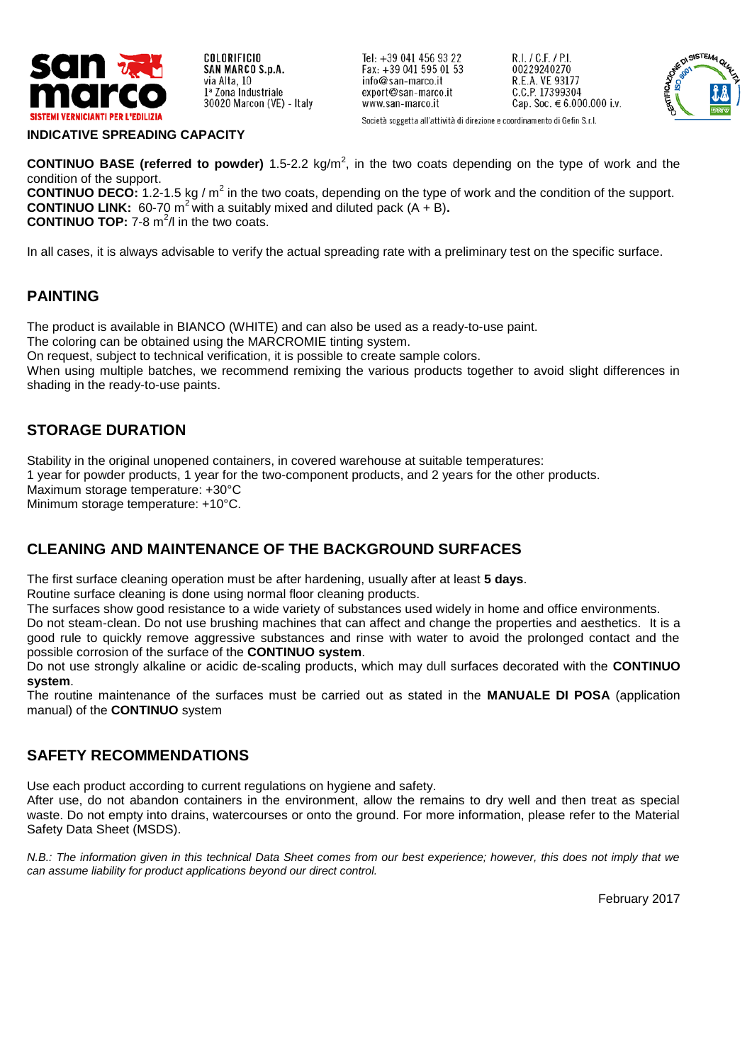## INDICATIVE SPREADING CAPACITY

**CONTINUO BASE (referred to powder)** 1.5-2.2 kg/m$^2$, in the two coats depending on the type of work and the condition of the support.
**CONTINUO DECO:** 1.2-1.5 kg / m$^2$ in the two coats, depending on the type of work and the condition of the support.
**CONTINUO LINK:** 60-70 m$^2$ with a suitably mixed and diluted pack (A + B)**.**
**CONTINUO TOP:** 7-8 m$^2$/l in the two coats.

In all cases, it is always advisable to verify the actual spreading rate with a preliminary test on the specific surface.

## PAINTING

The product is available in BIANCO (WHITE) and can also be used as a ready-to-use paint.
The coloring can be obtained using the MARCROMIE tinting system.
On request, subject to technical verification, it is possible to create sample colors.
When using multiple batches, we recommend remixing the various products together to avoid slight differences in shading in the ready-to-use paints.

## STORAGE DURATION

Stability in the original unopened containers, in covered warehouse at suitable temperatures:
1 year for powder products, 1 year for the two-component products, and 2 years for the other products.
Maximum storage temperature: +30°C
Minimum storage temperature: +10°C.

## CLEANING AND MAINTENANCE OF THE BACKGROUND SURFACES

The first surface cleaning operation must be after hardening, usually after at least **5 days**.
Routine surface cleaning is done using normal floor cleaning products.
The surfaces show good resistance to a wide variety of substances used widely in home and office environments.
Do not steam-clean. Do not use brushing machines that can affect and change the properties and aesthetics. It is a good rule to quickly remove aggressive substances and rinse with water to avoid the prolonged contact and the possible corrosion of the surface of the **CONTINUO system**.
Do not use strongly alkaline or acidic de-scaling products, which may dull surfaces decorated with the **CONTINUO system**.
The routine maintenance of the surfaces must be carried out as stated in the **MANUALE DI POSA** (application manual) of the **CONTINUO** system

## SAFETY RECOMMENDATIONS

Use each product according to current regulations on hygiene and safety.
After use, do not abandon containers in the environment, allow the remains to dry well and then treat as special waste. Do not empty into drains, watercourses or onto the ground. For more information, please refer to the Material Safety Data Sheet (MSDS).

*N.B.: The information given in this technical Data Sheet comes from our best experience; however, this does not imply that we can assume liability for product applications beyond our direct control.*

February 2017